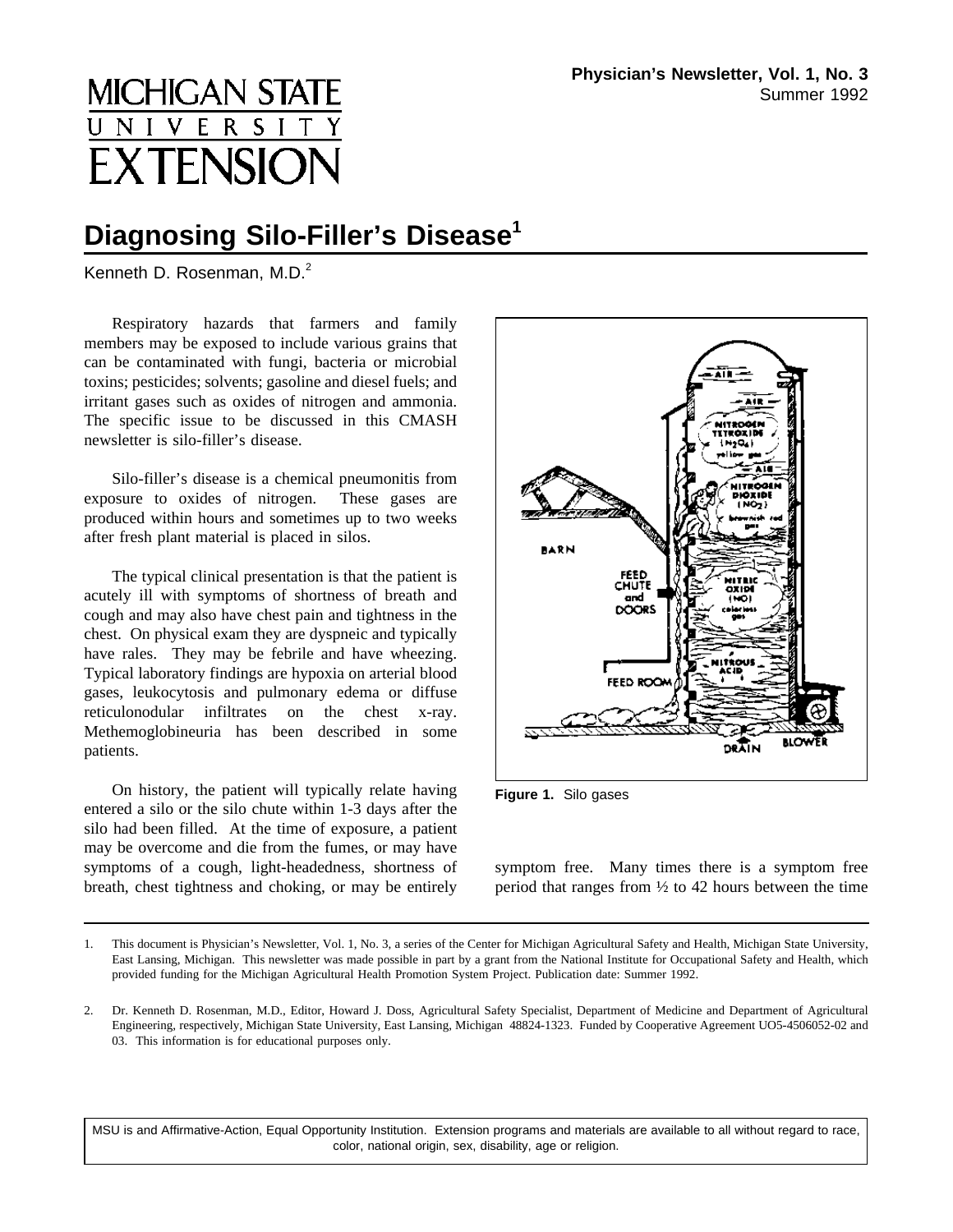MICHIGAN STATE UNIVERSITY EXTENSION

**Physician's Newsletter, Vol. 1, No. 3**
Summer 1992

# Diagnosing Silo-Filler's Disease[1]

Kenneth D. Rosenman, M.D.[2]

Respiratory hazards that farmers and family members may be exposed to include various grains that can be contaminated with fungi, bacteria or microbial toxins; pesticides; solvents; gasoline and diesel fuels; and irritant gases such as oxides of nitrogen and ammonia. The specific issue to be discussed in this CMASH newsletter is silo-filler's disease.

Silo-filler's disease is a chemical pneumonitis from exposure to oxides of nitrogen. These gases are produced within hours and sometimes up to two weeks after fresh plant material is placed in silos.

The typical clinical presentation is that the patient is acutely ill with symptoms of shortness of breath and cough and may also have chest pain and tightness in the chest. On physical exam they are dyspneic and typically have rales. They may be febrile and have wheezing. Typical laboratory findings are hypoxia on arterial blood gases, leukocytosis and pulmonary edema or diffuse reticulonodular infiltrates on the chest x-ray. Methemoglobineuria has been described in some patients.

On history, the patient will typically relate having entered a silo or the silo chute within 1-3 days after the silo had been filled. At the time of exposure, a patient may be overcome and die from the fumes, or may have symptoms of a cough, light-headedness, shortness of breath, chest tightness and choking, or may be entirely symptom free. Many times there is a symptom free period that ranges from ½ to 42 hours between the time

**Figure 1.** Silo gases

1. This document is Physician's Newsletter, Vol. 1, No. 3, a series of the Center for Michigan Agricultural Safety and Health, Michigan State University, East Lansing, Michigan. This newsletter was made possible in part by a grant from the National Institute for Occupational Safety and Health, which provided funding for the Michigan Agricultural Health Promotion System Project. Publication date: Summer 1992.

2. Dr. Kenneth D. Rosenman, M.D., Editor, Howard J. Doss, Agricultural Safety Specialist, Department of Medicine and Department of Agricultural Engineering, respectively, Michigan State University, East Lansing, Michigan 48824-1323. Funded by Cooperative Agreement UO5-4506052-02 and 03. This information is for educational purposes only.

MSU is and Affirmative-Action, Equal Opportunity Institution. Extension programs and materials are available to all without regard to race, color, national origin, sex, disability, age or religion.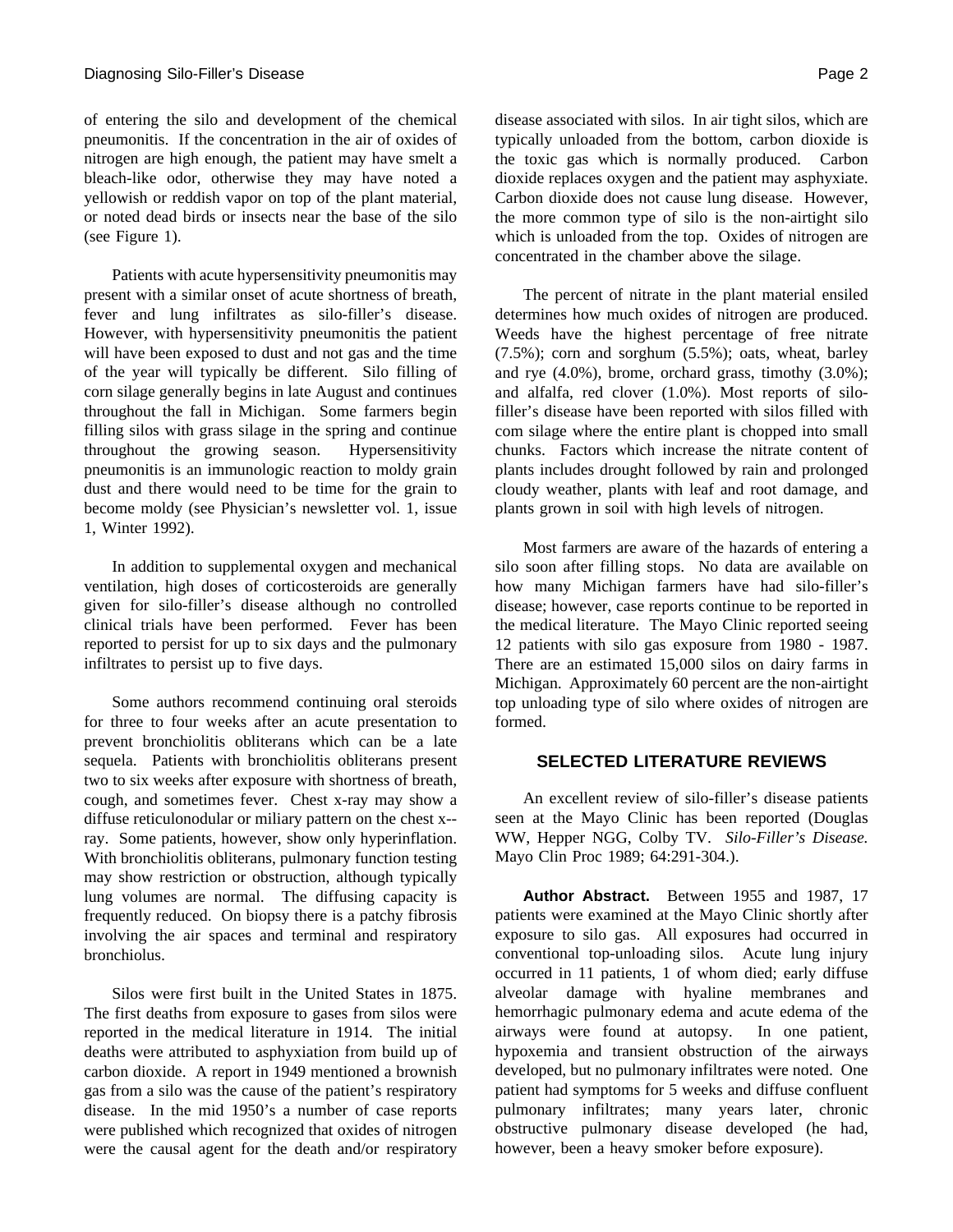of entering the silo and development of the chemical pneumonitis. If the concentration in the air of oxides of nitrogen are high enough, the patient may have smelt a bleach-like odor, otherwise they may have noted a yellowish or reddish vapor on top of the plant material, or noted dead birds or insects near the base of the silo (see Figure 1).

Patients with acute hypersensitivity pneumonitis may present with a similar onset of acute shortness of breath, fever and lung infiltrates as silo-filler's disease. However, with hypersensitivity pneumonitis the patient will have been exposed to dust and not gas and the time of the year will typically be different. Silo filling of corn silage generally begins in late August and continues throughout the fall in Michigan. Some farmers begin filling silos with grass silage in the spring and continue throughout the growing season. Hypersensitivity pneumonitis is an immunologic reaction to moldy grain dust and there would need to be time for the grain to become moldy (see Physician's newsletter vol. 1, issue 1, Winter 1992).

In addition to supplemental oxygen and mechanical ventilation, high doses of corticosteroids are generally given for silo-filler's disease although no controlled clinical trials have been performed. Fever has been reported to persist for up to six days and the pulmonary infiltrates to persist up to five days.

Some authors recommend continuing oral steroids for three to four weeks after an acute presentation to prevent bronchiolitis obliterans which can be a late sequela. Patients with bronchiolitis obliterans present two to six weeks after exposure with shortness of breath, cough, and sometimes fever. Chest x-ray may show a diffuse reticulonodular or miliary pattern on the chest x--ray. Some patients, however, show only hyperinflation. With bronchiolitis obliterans, pulmonary function testing may show restriction or obstruction, although typically lung volumes are normal. The diffusing capacity is frequently reduced. On biopsy there is a patchy fibrosis involving the air spaces and terminal and respiratory bronchiolus.

Silos were first built in the United States in 1875. The first deaths from exposure to gases from silos were reported in the medical literature in 1914. The initial deaths were attributed to asphyxiation from build up of carbon dioxide. A report in 1949 mentioned a brownish gas from a silo was the cause of the patient's respiratory disease. In the mid 1950's a number of case reports were published which recognized that oxides of nitrogen were the causal agent for the death and/or respiratory disease associated with silos. In air tight silos, which are typically unloaded from the bottom, carbon dioxide is the toxic gas which is normally produced. Carbon dioxide replaces oxygen and the patient may asphyxiate. Carbon dioxide does not cause lung disease. However, the more common type of silo is the non-airtight silo which is unloaded from the top. Oxides of nitrogen are concentrated in the chamber above the silage.

The percent of nitrate in the plant material ensiled determines how much oxides of nitrogen are produced. Weeds have the highest percentage of free nitrate (7.5%); corn and sorghum (5.5%); oats, wheat, barley and rye (4.0%), brome, orchard grass, timothy (3.0%); and alfalfa, red clover (1.0%). Most reports of silo-filler's disease have been reported with silos filled with com silage where the entire plant is chopped into small chunks. Factors which increase the nitrate content of plants includes drought followed by rain and prolonged cloudy weather, plants with leaf and root damage, and plants grown in soil with high levels of nitrogen.

Most farmers are aware of the hazards of entering a silo soon after filling stops. No data are available on how many Michigan farmers have had silo-filler's disease; however, case reports continue to be reported in the medical literature. The Mayo Clinic reported seeing 12 patients with silo gas exposure from 1980 - 1987. There are an estimated 15,000 silos on dairy farms in Michigan. Approximately 60 percent are the non-airtight top unloading type of silo where oxides of nitrogen are formed.

## SELECTED LITERATURE REVIEWS

An excellent review of silo-filler's disease patients seen at the Mayo Clinic has been reported (Douglas WW, Hepper NGG, Colby TV. *Silo-Filler's Disease.* Mayo Clin Proc 1989; 64:291-304.).

**Author Abstract.** Between 1955 and 1987, 17 patients were examined at the Mayo Clinic shortly after exposure to silo gas. All exposures had occurred in conventional top-unloading silos. Acute lung injury occurred in 11 patients, 1 of whom died; early diffuse alveolar damage with hyaline membranes and hemorrhagic pulmonary edema and acute edema of the airways were found at autopsy. In one patient, hypoxemia and transient obstruction of the airways developed, but no pulmonary infiltrates were noted. One patient had symptoms for 5 weeks and diffuse confluent pulmonary infiltrates; many years later, chronic obstructive pulmonary disease developed (he had, however, been a heavy smoker before exposure).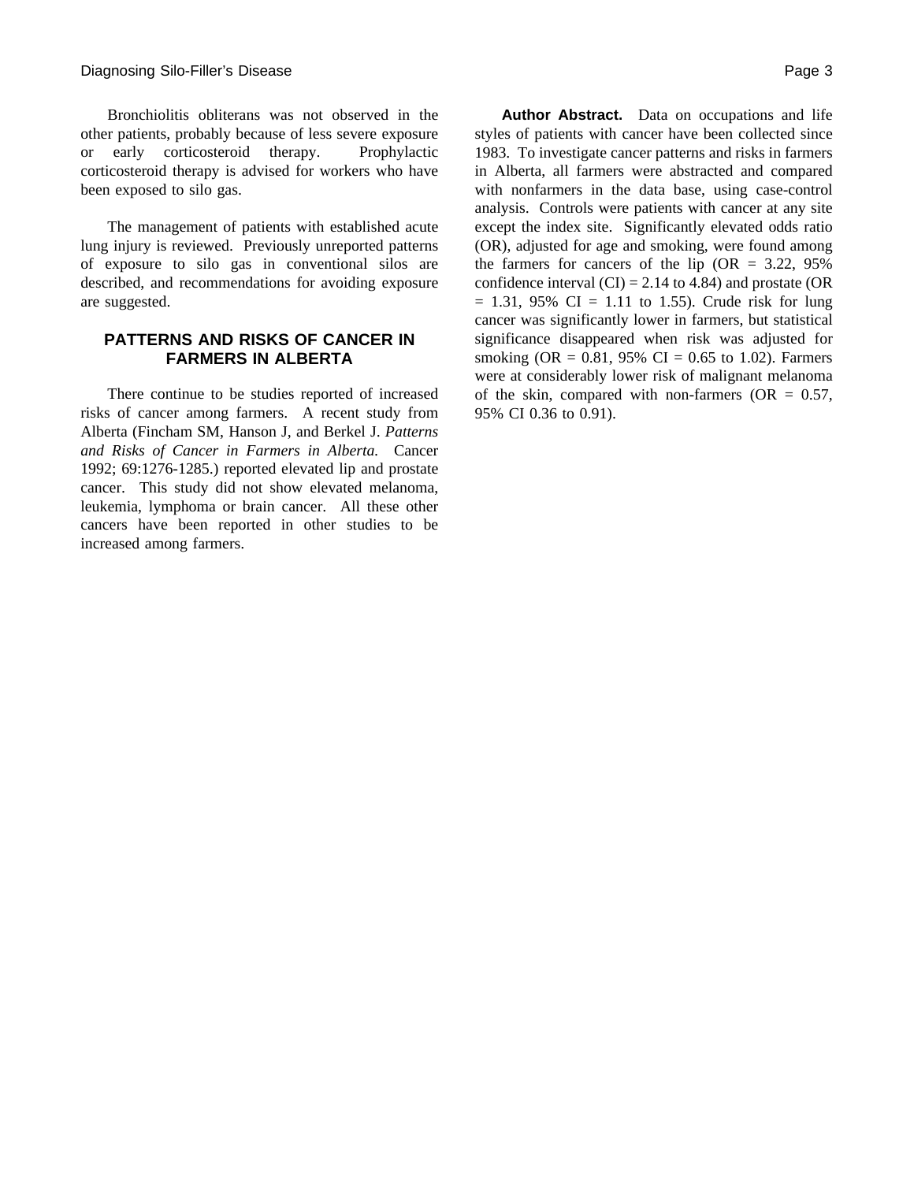Bronchiolitis obliterans was not observed in the other patients, probably because of less severe exposure or early corticosteroid therapy. Prophylactic corticosteroid therapy is advised for workers who have been exposed to silo gas.

The management of patients with established acute lung injury is reviewed. Previously unreported patterns of exposure to silo gas in conventional silos are described, and recommendations for avoiding exposure are suggested.

## PATTERNS AND RISKS OF CANCER IN FARMERS IN ALBERTA

There continue to be studies reported of increased risks of cancer among farmers. A recent study from Alberta (Fincham SM, Hanson J, and Berkel J. *Patterns and Risks of Cancer in Farmers in Alberta.* Cancer 1992; 69:1276-1285.) reported elevated lip and prostate cancer. This study did not show elevated melanoma, leukemia, lymphoma or brain cancer. All these other cancers have been reported in other studies to be increased among farmers.

**Author Abstract.** Data on occupations and life styles of patients with cancer have been collected since 1983. To investigate cancer patterns and risks in farmers in Alberta, all farmers were abstracted and compared with nonfarmers in the data base, using case-control analysis. Controls were patients with cancer at any site except the index site. Significantly elevated odds ratio (OR), adjusted for age and smoking, were found among the farmers for cancers of the lip (OR = 3.22, 95% confidence interval (CI) = 2.14 to 4.84) and prostate (OR = 1.31, 95% CI = 1.11 to 1.55). Crude risk for lung cancer was significantly lower in farmers, but statistical significance disappeared when risk was adjusted for smoking (OR = 0.81, 95% CI = 0.65 to 1.02). Farmers were at considerably lower risk of malignant melanoma of the skin, compared with non-farmers (OR = 0.57, 95% CI 0.36 to 0.91).